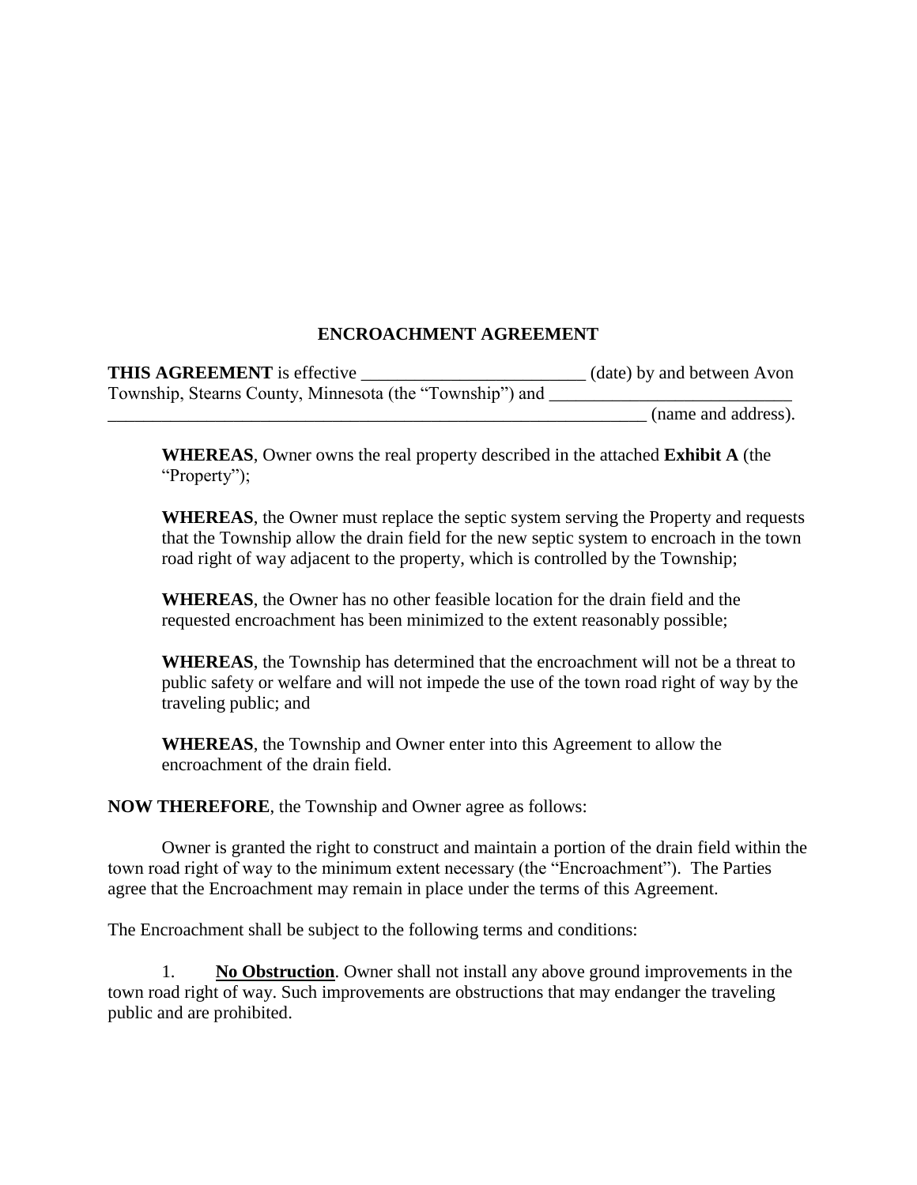# ENCROACHMENT AGREEMENT

**THIS AGREEMENT** is effective \_\_\_\_\_\_\_\_\_\_\_\_\_\_\_\_\_\_\_\_\_\_\_\_\_ (date) by and between Avon Township, Stearns County, Minnesota (the "Township") and \_\_\_\_\_\_\_\_\_\_\_\_\_\_\_\_\_\_\_\_\_\_\_\_\_\_\_ \_\_\_\_\_\_\_\_\_\_\_\_\_\_\_\_\_\_\_\_\_\_\_\_\_\_\_\_\_\_\_\_\_\_\_\_\_\_\_\_\_\_\_\_\_\_\_\_\_\_\_\_\_\_\_\_\_\_\_\_\_\_\_\_ (name and address).

> **WHEREAS**, Owner owns the real property described in the attached **Exhibit A** (the "Property");
>
> **WHEREAS**, the Owner must replace the septic system serving the Property and requests that the Township allow the drain field for the new septic system to encroach in the town road right of way adjacent to the property, which is controlled by the Township;
>
> **WHEREAS**, the Owner has no other feasible location for the drain field and the requested encroachment has been minimized to the extent reasonably possible;
>
> **WHEREAS**, the Township has determined that the encroachment will not be a threat to public safety or welfare and will not impede the use of the town road right of way by the traveling public; and
>
> **WHEREAS**, the Township and Owner enter into this Agreement to allow the encroachment of the drain field.

**NOW THEREFORE**, the Township and Owner agree as follows:

Owner is granted the right to construct and maintain a portion of the drain field within the town road right of way to the minimum extent necessary (the "Encroachment"). The Parties agree that the Encroachment may remain in place under the terms of this Agreement.

The Encroachment shall be subject to the following terms and conditions:

1. **No Obstruction**. Owner shall not install any above ground improvements in the town road right of way. Such improvements are obstructions that may endanger the traveling public and are prohibited.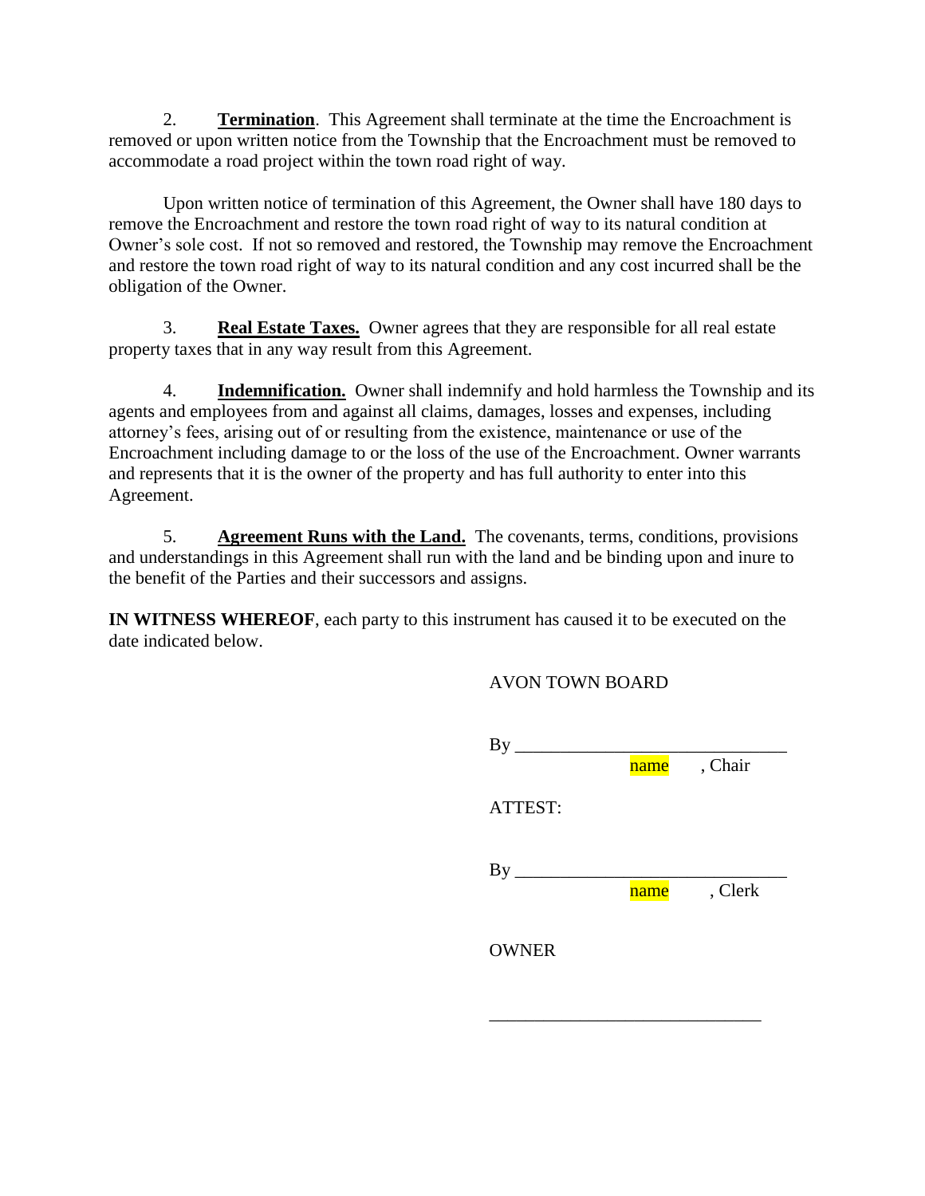2. **<u>Termination</u>**. This Agreement shall terminate at the time the Encroachment is removed or upon written notice from the Township that the Encroachment must be removed to accommodate a road project within the town road right of way.

Upon written notice of termination of this Agreement, the Owner shall have 180 days to remove the Encroachment and restore the town road right of way to its natural condition at Owner's sole cost. If not so removed and restored, the Township may remove the Encroachment and restore the town road right of way to its natural condition and any cost incurred shall be the obligation of the Owner.

3. **<u>Real Estate Taxes.</u>** Owner agrees that they are responsible for all real estate property taxes that in any way result from this Agreement.

4. **<u>Indemnification.</u>** Owner shall indemnify and hold harmless the Township and its agents and employees from and against all claims, damages, losses and expenses, including attorney's fees, arising out of or resulting from the existence, maintenance or use of the Encroachment including damage to or the loss of the use of the Encroachment. Owner warrants and represents that it is the owner of the property and has full authority to enter into this Agreement.

5. **<u>Agreement Runs with the Land.</u>** The covenants, terms, conditions, provisions and understandings in this Agreement shall run with the land and be binding upon and inure to the benefit of the Parties and their successors and assigns.

**IN WITNESS WHEREOF**, each party to this instrument has caused it to be executed on the date indicated below.

AVON TOWN BOARD

By ______________________________
name , Chair

ATTEST:

By ______________________________
name , Clerk

OWNER

______________________________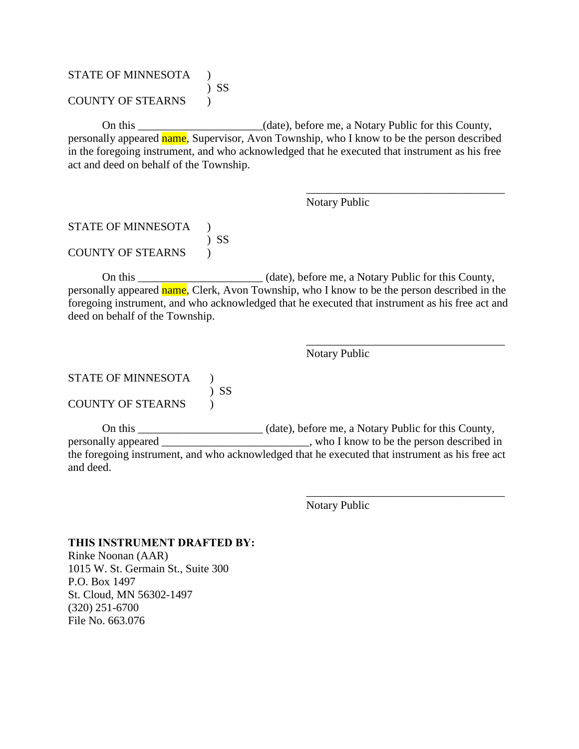STATE OF MINNESOTA )
) SS
COUNTY OF STEARNS )

On this ______________________(date), before me, a Notary Public for this County, personally appeared name, Supervisor, Avon Township, who I know to be the person described in the foregoing instrument, and who acknowledged that he executed that instrument as his free act and deed on behalf of the Township.

____________________________________
Notary Public

STATE OF MINNESOTA )
) SS
COUNTY OF STEARNS )

On this ______________________ (date), before me, a Notary Public for this County, personally appeared name, Clerk, Avon Township, who I know to be the person described in the foregoing instrument, and who acknowledged that he executed that instrument as his free act and deed on behalf of the Township.

____________________________________
Notary Public

STATE OF MINNESOTA )
) SS
COUNTY OF STEARNS )

On this ______________________ (date), before me, a Notary Public for this County, personally appeared __________________________, who I know to be the person described in the foregoing instrument, and who acknowledged that he executed that instrument as his free act and deed.

____________________________________
Notary Public

**THIS INSTRUMENT DRAFTED BY:**
Rinke Noonan (AAR)
1015 W. St. Germain St., Suite 300
P.O. Box 1497
St. Cloud, MN 56302-1497
(320) 251-6700
File No. 663.076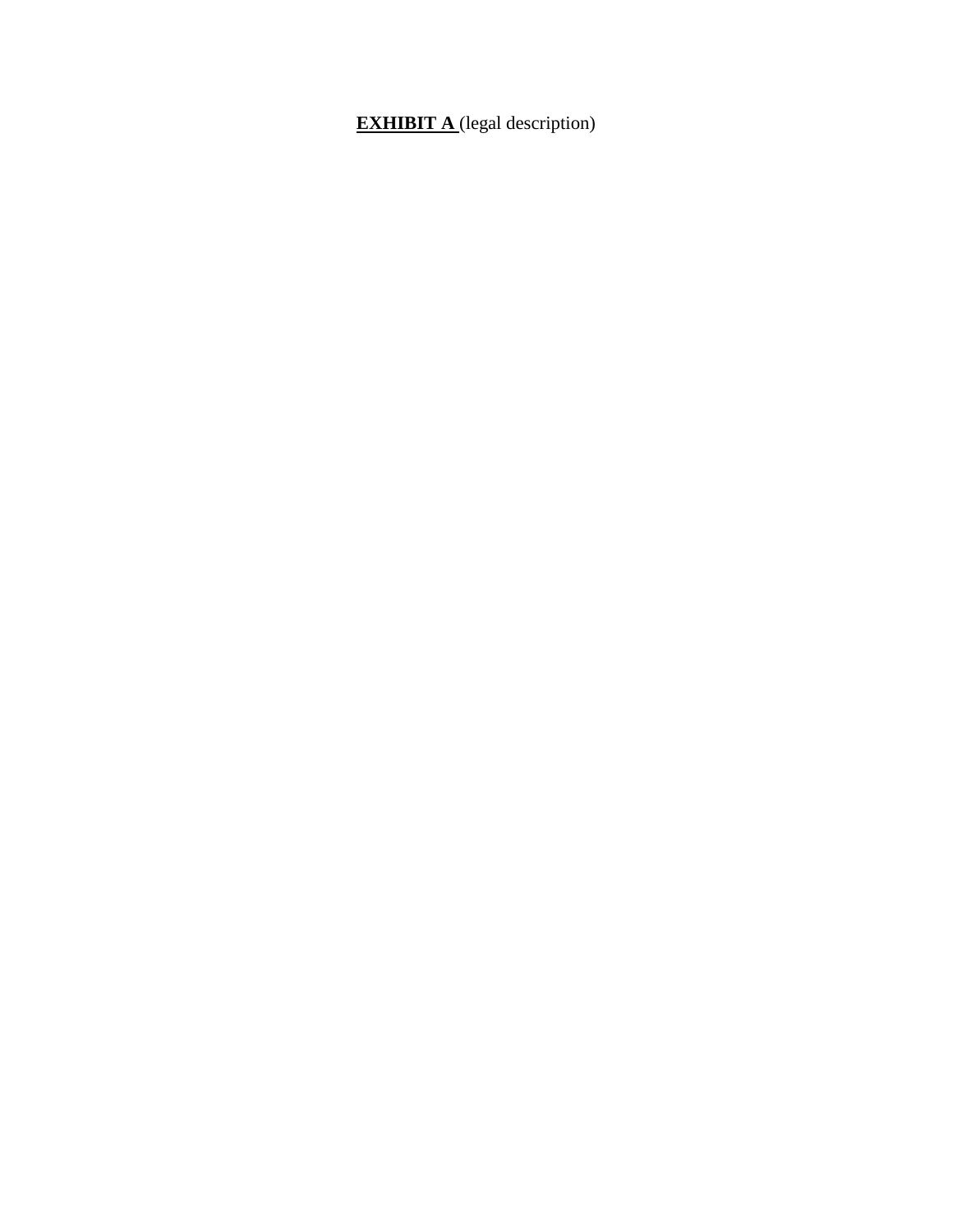**EXHIBIT A** (legal description)